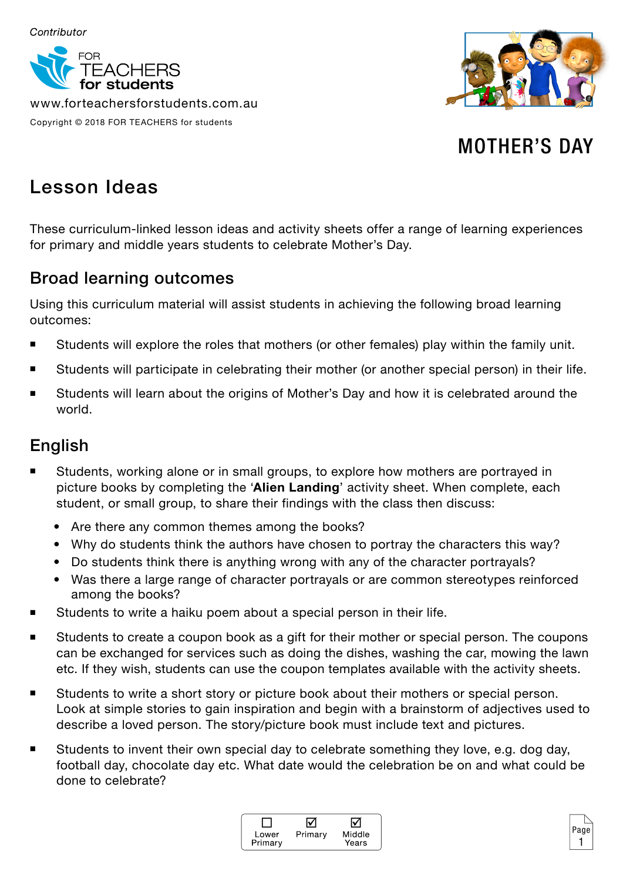Contributor

FOR TEACHERS for students

www.forteachersforstudents.com.au

Copyright © 2018 FOR TEACHERS for students

# MOTHER'S DAY

## Lesson Ideas

These curriculum-linked lesson ideas and activity sheets offer a range of learning experiences for primary and middle years students to celebrate Mother's Day.

### Broad learning outcomes

Using this curriculum material will assist students in achieving the following broad learning outcomes:

- Students will explore the roles that mothers (or other females) play within the family unit.
- Students will participate in celebrating their mother (or another special person) in their life.
- Students will learn about the origins of Mother's Day and how it is celebrated around the world.

### English

- Students, working alone or in small groups, to explore how mothers are portrayed in picture books by completing the '**Alien Landing**' activity sheet. When complete, each student, or small group, to share their findings with the class then discuss:
  - Are there any common themes among the books?
  - Why do students think the authors have chosen to portray the characters this way?
  - Do students think there is anything wrong with any of the character portrayals?
  - Was there a large range of character portrayals or are common stereotypes reinforced among the books?
- Students to write a haiku poem about a special person in their life.
- Students to create a coupon book as a gift for their mother or special person. The coupons can be exchanged for services such as doing the dishes, washing the car, mowing the lawn etc. If they wish, students can use the coupon templates available with the activity sheets.
- Students to write a short story or picture book about their mothers or special person. Look at simple stories to gain inspiration and begin with a brainstorm of adjectives used to describe a loved person. The story/picture book must include text and pictures.
- Students to invent their own special day to celebrate something they love, e.g. dog day, football day, chocolate day etc. What date would the celebration be on and what could be done to celebrate?

☐ Lower Primary ☑ Primary ☑ Middle Years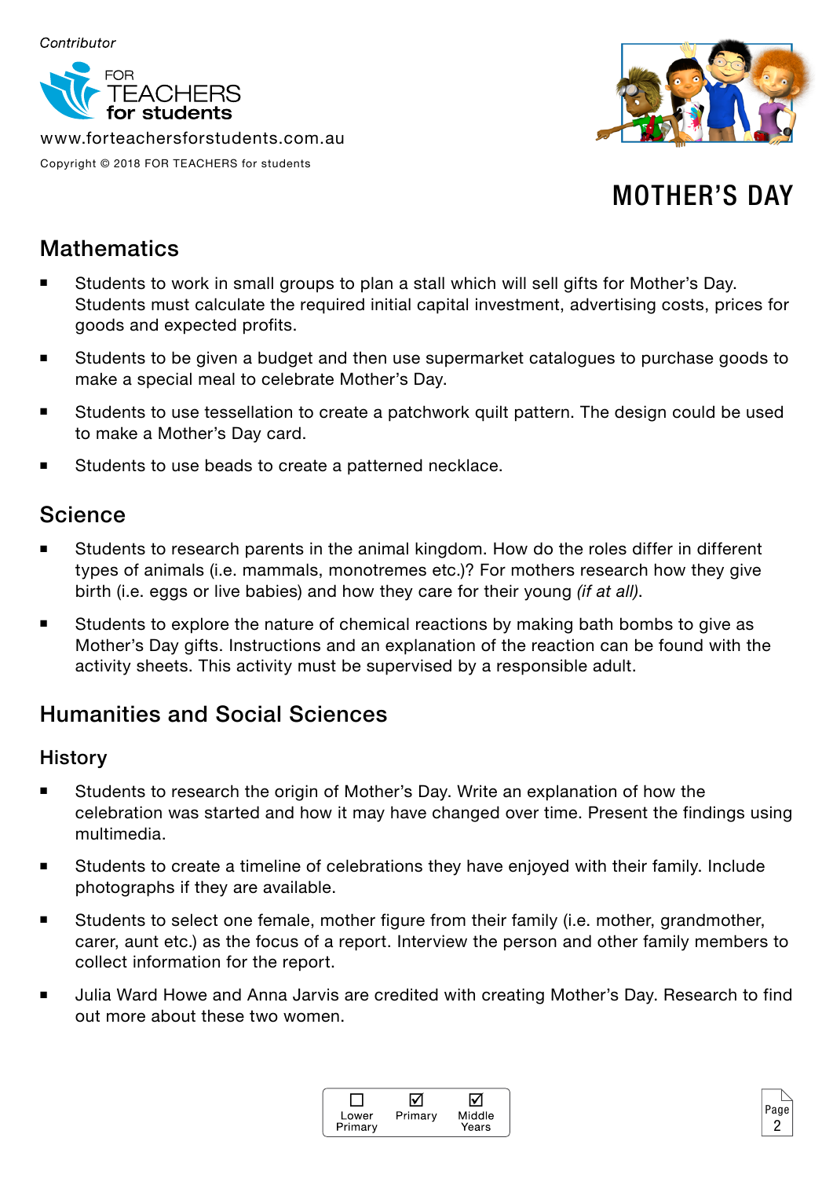Contributor

FOR TEACHERS for students

www.forteachersforstudents.com.au

Copyright © 2018 FOR TEACHERS for students

# MOTHER'S DAY

## Mathematics

- Students to work in small groups to plan a stall which will sell gifts for Mother's Day. Students must calculate the required initial capital investment, advertising costs, prices for goods and expected profits.
- Students to be given a budget and then use supermarket catalogues to purchase goods to make a special meal to celebrate Mother's Day.
- Students to use tessellation to create a patchwork quilt pattern. The design could be used to make a Mother's Day card.
- Students to use beads to create a patterned necklace.

## Science

- Students to research parents in the animal kingdom. How do the roles differ in different types of animals (i.e. mammals, monotremes etc.)? For mothers research how they give birth (i.e. eggs or live babies) and how they care for their young *(if at all)*.
- Students to explore the nature of chemical reactions by making bath bombs to give as Mother's Day gifts. Instructions and an explanation of the reaction can be found with the activity sheets. This activity must be supervised by a responsible adult.

## Humanities and Social Sciences

### History

- Students to research the origin of Mother's Day. Write an explanation of how the celebration was started and how it may have changed over time. Present the findings using multimedia.
- Students to create a timeline of celebrations they have enjoyed with their family. Include photographs if they are available.
- Students to select one female, mother figure from their family (i.e. mother, grandmother, carer, aunt etc.) as the focus of a report. Interview the person and other family members to collect information for the report.
- Julia Ward Howe and Anna Jarvis are credited with creating Mother's Day. Research to find out more about these two women.

☐ Lower Primary ☑ Primary ☑ Middle Years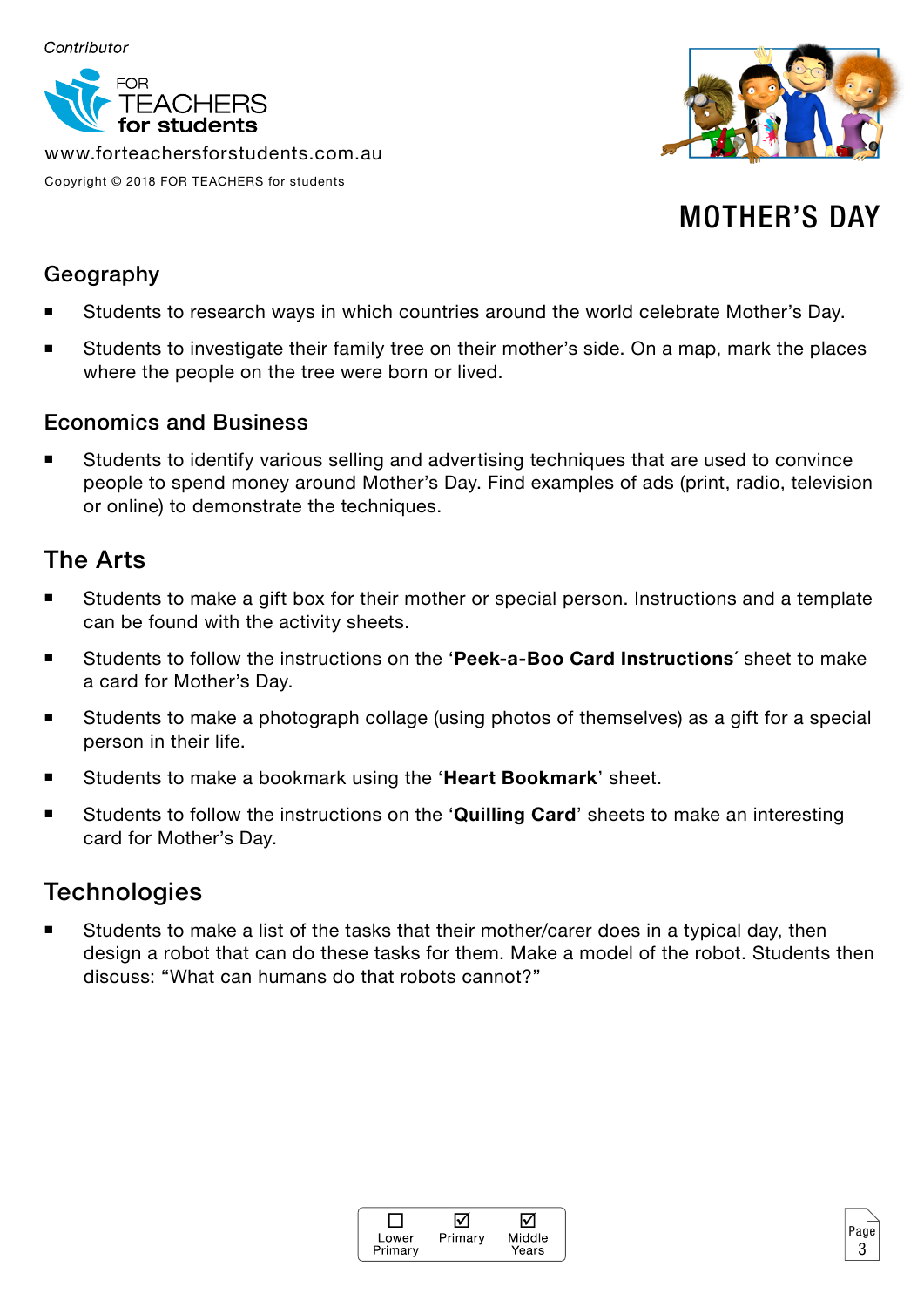Contributor

FOR TEACHERS for students

www.forteachersforstudents.com.au

Copyright © 2018 FOR TEACHERS for students

# MOTHER'S DAY

## Geography

- Students to research ways in which countries around the world celebrate Mother's Day.
- Students to investigate their family tree on their mother's side. On a map, mark the places where the people on the tree were born or lived.

## Economics and Business

- Students to identify various selling and advertising techniques that are used to convince people to spend money around Mother's Day. Find examples of ads (print, radio, television or online) to demonstrate the techniques.

## The Arts

- Students to make a gift box for their mother or special person. Instructions and a template can be found with the activity sheets.
- Students to follow the instructions on the '**Peek-a-Boo Card Instructions**´ sheet to make a card for Mother's Day.
- Students to make a photograph collage (using photos of themselves) as a gift for a special person in their life.
- Students to make a bookmark using the '**Heart Bookmark**' sheet.
- Students to follow the instructions on the '**Quilling Card**' sheets to make an interesting card for Mother's Day.

## Technologies

- Students to make a list of the tasks that their mother/carer does in a typical day, then design a robot that can do these tasks for them. Make a model of the robot. Students then discuss: "What can humans do that robots cannot?"

☐ Lower Primary ☑ Primary ☑ Middle Years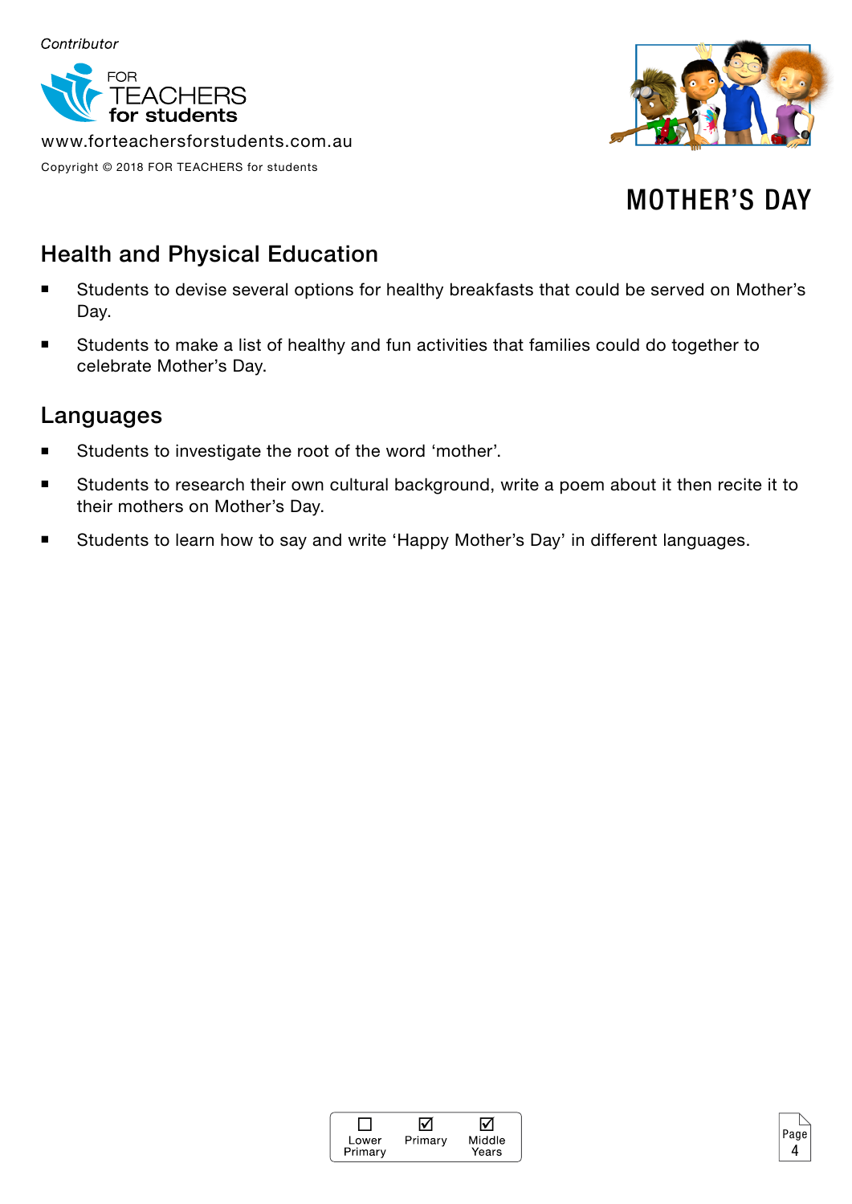Contributor

FOR TEACHERS for students

www.forteachersforstudents.com.au

Copyright © 2018 FOR TEACHERS for students

# MOTHER'S DAY

## Health and Physical Education

- Students to devise several options for healthy breakfasts that could be served on Mother's Day.
- Students to make a list of healthy and fun activities that families could do together to celebrate Mother's Day.

## Languages

- Students to investigate the root of the word 'mother'.
- Students to research their own cultural background, write a poem about it then recite it to their mothers on Mother's Day.
- Students to learn how to say and write 'Happy Mother's Day' in different languages.

☐ Lower Primary ☑ Primary ☑ Middle Years